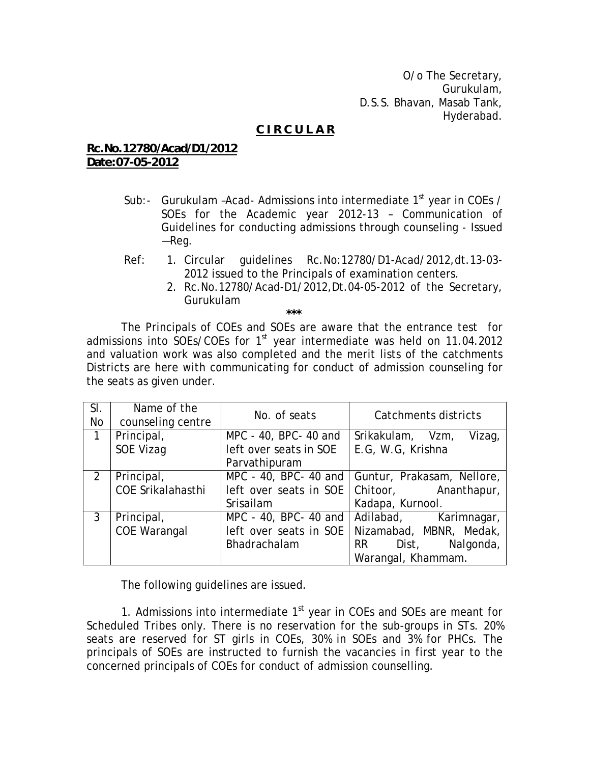O/o The Secretary,
Gurukulam,
D.S.S. Bhavan, Masab Tank,
Hyderabad.

## CIRCULAR

**Rc.No.12780/Acad/D1/2012**
**Date:07-05-2012**

Sub:- Gurukulam –Acad- Admissions into intermediate 1st year in COEs / SOEs for the Academic year 2012-13 – Communication of Guidelines for conducting admissions through counseling - Issued —Reg.

Ref: 1. Circular guidelines Rc.No:12780/D1-Acad/2012,dt.13-03-2012 issued to the Principals of examination centers.
2. Rc.No.12780/Acad-D1/2012,Dt.04-05-2012 of the Secretary, Gurukulam

***

The Principals of COEs and SOEs are aware that the entrance test for admissions into SOEs/COEs for 1st year intermediate was held on 11.04.2012 and valuation work was also completed and the merit lists of the catchments Districts are here with communicating for conduct of admission counseling for the seats as given under.

| Sl. No | Name of the counseling centre | No. of seats | Catchments districts |
|---|---|---|---|
| 1 | Principal, SOE Vizag | MPC - 40, BPC- 40 and left over seats in SOE Parvathipuram | Srikakulam, Vzm, Vizag, E.G, W.G, Krishna |
| 2 | Principal, COE Srikalahasthi | MPC - 40, BPC- 40 and left over seats in SOE Srisailam | Guntur, Prakasam, Nellore, Chitoor, Ananthapur, Kadapa, Kurnool. |
| 3 | Principal, COE Warangal | MPC - 40, BPC- 40 and left over seats in SOE Bhadrachalam | Adilabad, Karimnagar, Nizamabad, MBNR, Medak, RR Dist, Nalgonda, Warangal, Khammam. |

The following guidelines are issued.

1. Admissions into intermediate 1st year in COEs and SOEs are meant for Scheduled Tribes only. There is no reservation for the sub-groups in STs. 20% seats are reserved for ST girls in COEs, 30% in SOEs and 3% for PHCs. The principals of SOEs are instructed to furnish the vacancies in first year to the concerned principals of COEs for conduct of admission counselling.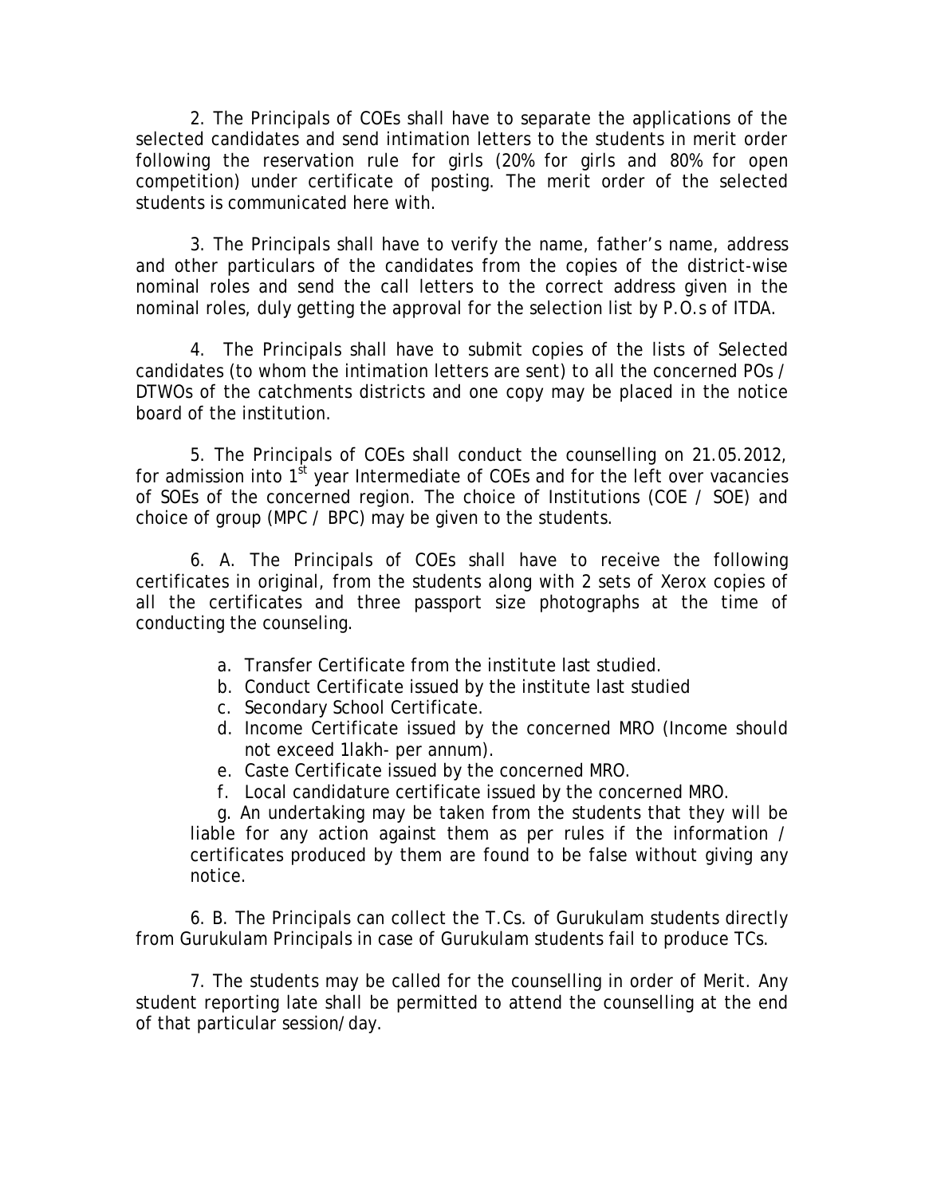2. The Principals of COEs shall have to separate the applications of the selected candidates and send intimation letters to the students in merit order following the reservation rule for girls (20% for girls and 80% for open competition) under certificate of posting. The merit order of the selected students is communicated here with.

3. The Principals shall have to verify the name, father's name, address and other particulars of the candidates from the copies of the district-wise nominal roles and send the call letters to the correct address given in the nominal roles, duly getting the approval for the selection list by P.O.s of ITDA.

4. The Principals shall have to submit copies of the lists of Selected candidates (to whom the intimation letters are sent) to all the concerned POs / DTWOs of the catchments districts and one copy may be placed in the notice board of the institution.

5. The Principals of COEs shall conduct the counselling on 21.05.2012, for admission into 1st year Intermediate of COEs and for the left over vacancies of SOEs of the concerned region. The choice of Institutions (COE / SOE) and choice of group (MPC / BPC) may be given to the students.

6. A. The Principals of COEs shall have to receive the following certificates in original, from the students along with 2 sets of Xerox copies of all the certificates and three passport size photographs at the time of conducting the counseling.

a. Transfer Certificate from the institute last studied.
b. Conduct Certificate issued by the institute last studied
c. Secondary School Certificate.
d. Income Certificate issued by the concerned MRO (Income should not exceed 1lakh- per annum).
e. Caste Certificate issued by the concerned MRO.
f. Local candidature certificate issued by the concerned MRO.
g. An undertaking may be taken from the students that they will be liable for any action against them as per rules if the information / certificates produced by them are found to be false without giving any notice.

6. B. The Principals can collect the T.Cs. of Gurukulam students directly from Gurukulam Principals in case of Gurukulam students fail to produce TCs.

7. The students may be called for the counselling in order of Merit. Any student reporting late shall be permitted to attend the counselling at the end of that particular session/day.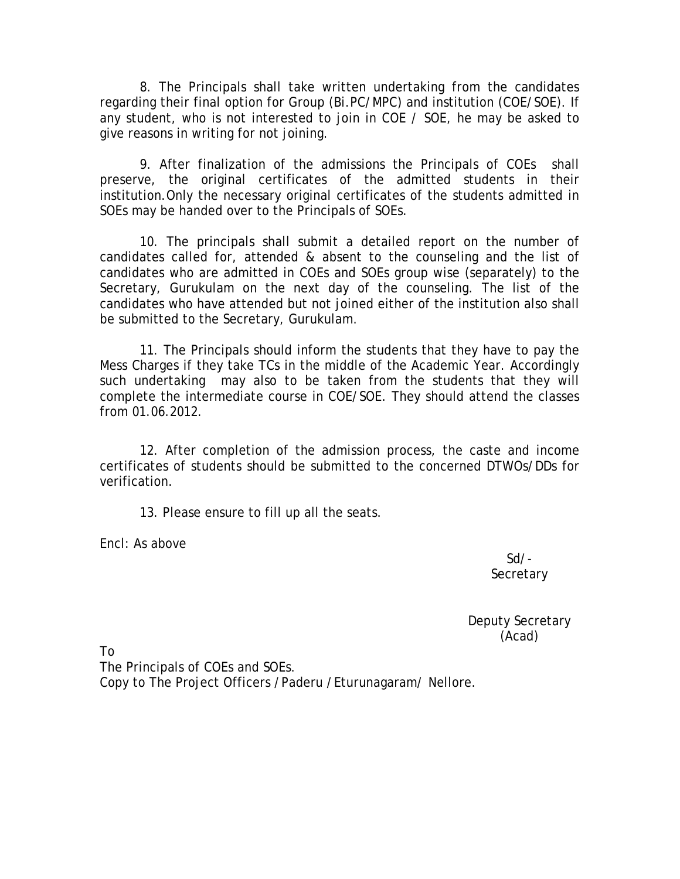8. The Principals shall take written undertaking from the candidates regarding their final option for Group (Bi.PC/MPC) and institution (COE/SOE). If any student, who is not interested to join in COE / SOE, he may be asked to give reasons in writing for not joining.

9. After finalization of the admissions the Principals of COEs shall preserve, the original certificates of the admitted students in their institution. Only the necessary original certificates of the students admitted in SOEs may be handed over to the Principals of SOEs.

10. The principals shall submit a detailed report on the number of candidates called for, attended & absent to the counseling and the list of candidates who are admitted in COEs and SOEs group wise (separately) to the Secretary, Gurukulam on the next day of the counseling. The list of the candidates who have attended but not joined either of the institution also shall be submitted to the Secretary, Gurukulam.

11. The Principals should inform the students that they have to pay the Mess Charges if they take TCs in the middle of the Academic Year. Accordingly such undertaking may also to be taken from the students that they will complete the intermediate course in COE/SOE. They should attend the classes from 01.06.2012.

12. After completion of the admission process, the caste and income certificates of students should be submitted to the concerned DTWOs/DDs for verification.

13. Please ensure to fill up all the seats.

Encl: As above

Sd/-
Secretary

Deputy Secretary
(Acad)

To
The Principals of COEs and SOEs.
Copy to The Project Officers /Paderu /Eturunagaram/ Nellore.